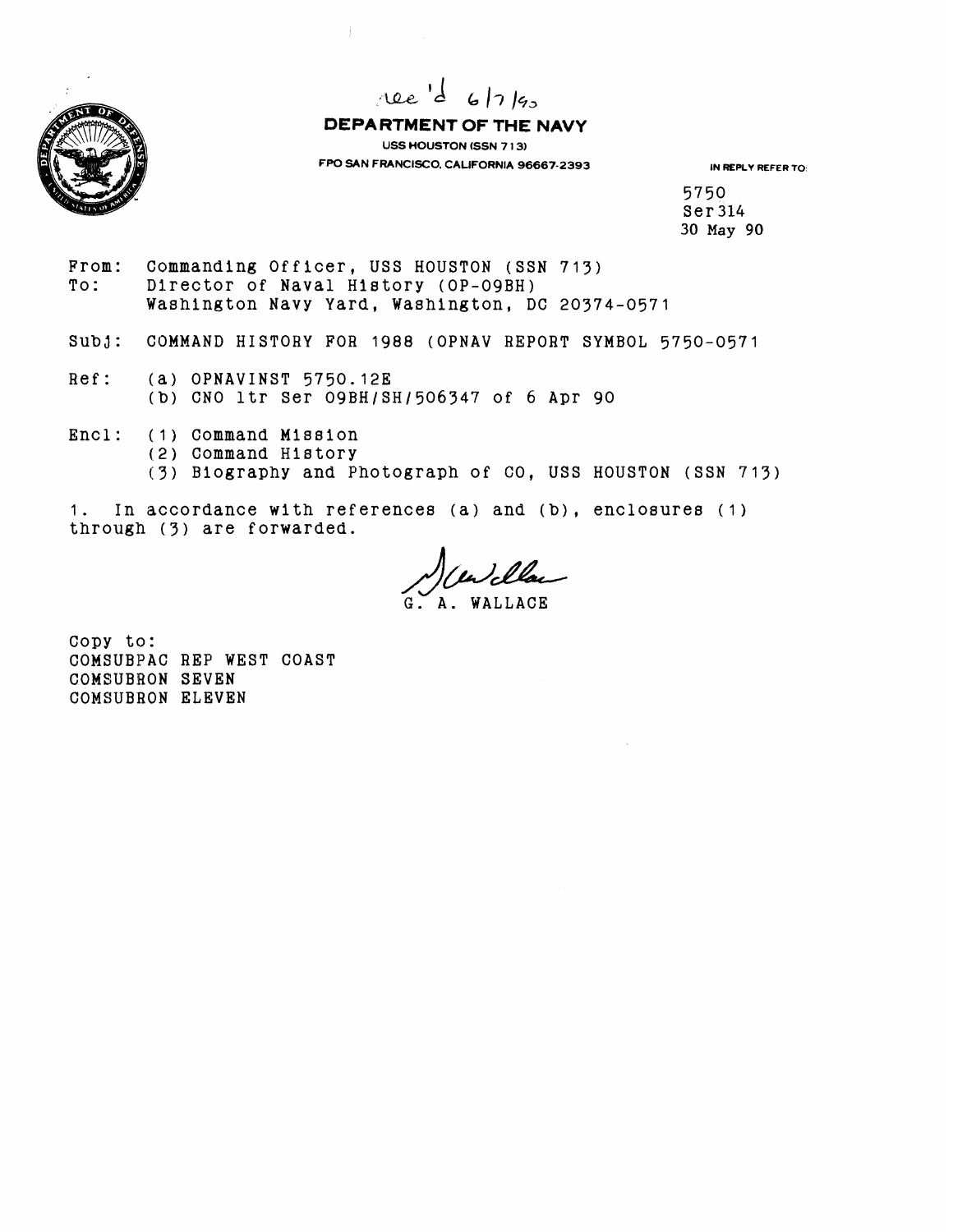rec'd 6/7/90

**DEPARTMENT OF THE NAVY**

USS HOUSTON (SSN 713)
FPO SAN FRANCISCO, CALIFORNIA 96667-2393

IN REPLY REFER TO:

5750
Ser 314
30 May 90

From: Commanding Officer, USS HOUSTON (SSN 713)
To: Director of Naval History (OP-09BH)
Washington Navy Yard, Washington, DC 20374-0571

Subj: COMMAND HISTORY FOR 1988 (OPNAV REPORT SYMBOL 5750-0571

Ref: (a) OPNAVINST 5750.12E
(b) CNO ltr Ser 09BH/SH/506347 of 6 Apr 90

Encl: (1) Command Mission
(2) Command History
(3) Biography and Photograph of CO, USS HOUSTON (SSN 713)

1. In accordance with references (a) and (b), enclosures (1) through (3) are forwarded.

G. A. WALLACE

Copy to:
COMSUBPAC REP WEST COAST
COMSUBRON SEVEN
COMSUBRON ELEVEN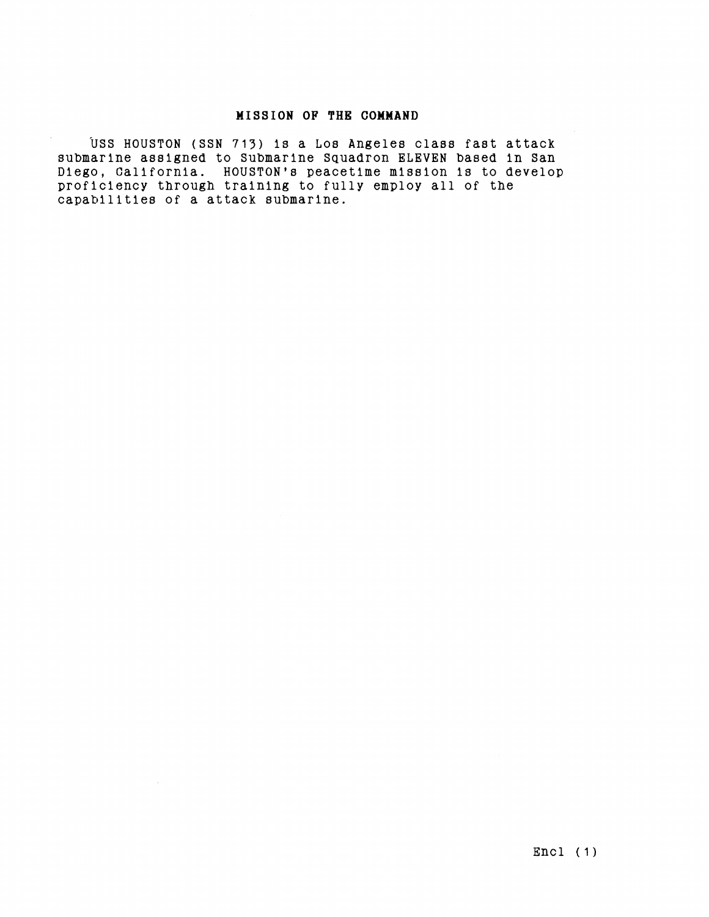## MISSION OF THE COMMAND

USS HOUSTON (SSN 713) is a Los Angeles class fast attack submarine assigned to Submarine Squadron ELEVEN based in San Diego, California. HOUSTON's peacetime mission is to develop proficiency through training to fully employ all of the capabilities of a attack submarine.

Encl (1)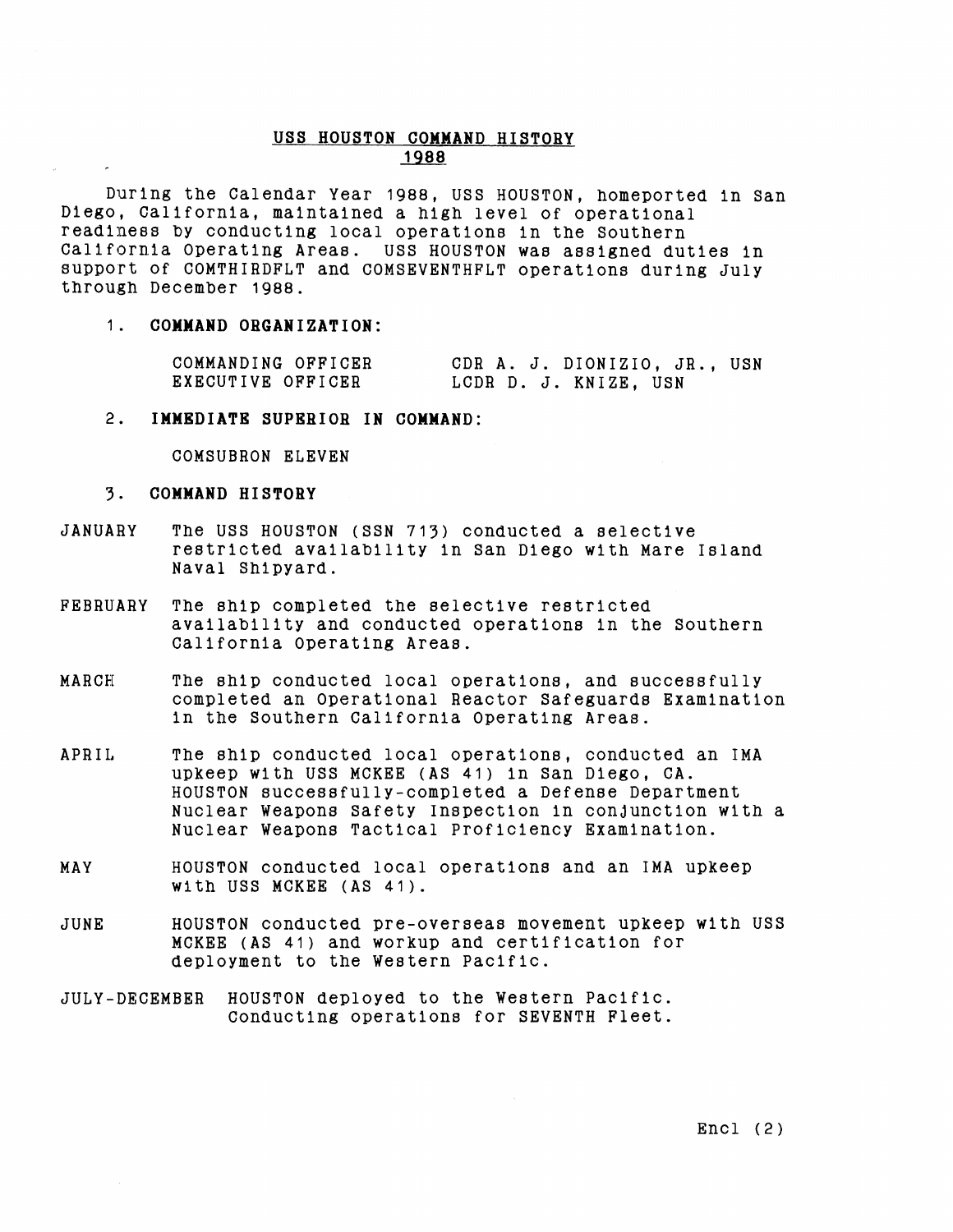## USS HOUSTON COMMAND HISTORY
## 1988

During the Calendar Year 1988, USS HOUSTON, homeported in San Diego, California, maintained a high level of operational readiness by conducting local operations in the Southern California Operating Areas. USS HOUSTON was assigned duties in support of COMTHIRDFLT and COMSEVENTHFLT operations during July through December 1988.

1. **COMMAND ORGANIZATION:**

| | |
|---|---|
| COMMANDING OFFICER | CDR A. J. DIONIZIO, JR., USN |
| EXECUTIVE OFFICER | LCDR D. J. KNIZE, USN |

2. **IMMEDIATE SUPERIOR IN COMMAND:**

   COMSUBRON ELEVEN

3. **COMMAND HISTORY**

JANUARY The USS HOUSTON (SSN 713) conducted a selective restricted availability in San Diego with Mare Island Naval Shipyard.

FEBRUARY The ship completed the selective restricted availability and conducted operations in the Southern California Operating Areas.

MARCH The ship conducted local operations, and successfully completed an Operational Reactor Safeguards Examination in the Southern California Operating Areas.

APRIL The ship conducted local operations, conducted an IMA upkeep with USS MCKEE (AS 41) in San Diego, CA. HOUSTON successfully-completed a Defense Department Nuclear Weapons Safety Inspection in conjunction with a Nuclear Weapons Tactical Proficiency Examination.

MAY HOUSTON conducted local operations and an IMA upkeep with USS MCKEE (AS 41).

JUNE HOUSTON conducted pre-overseas movement upkeep with USS MCKEE (AS 41) and workup and certification for deployment to the Western Pacific.

JULY-DECEMBER HOUSTON deployed to the Western Pacific. Conducting operations for SEVENTH Fleet.

Encl (2)